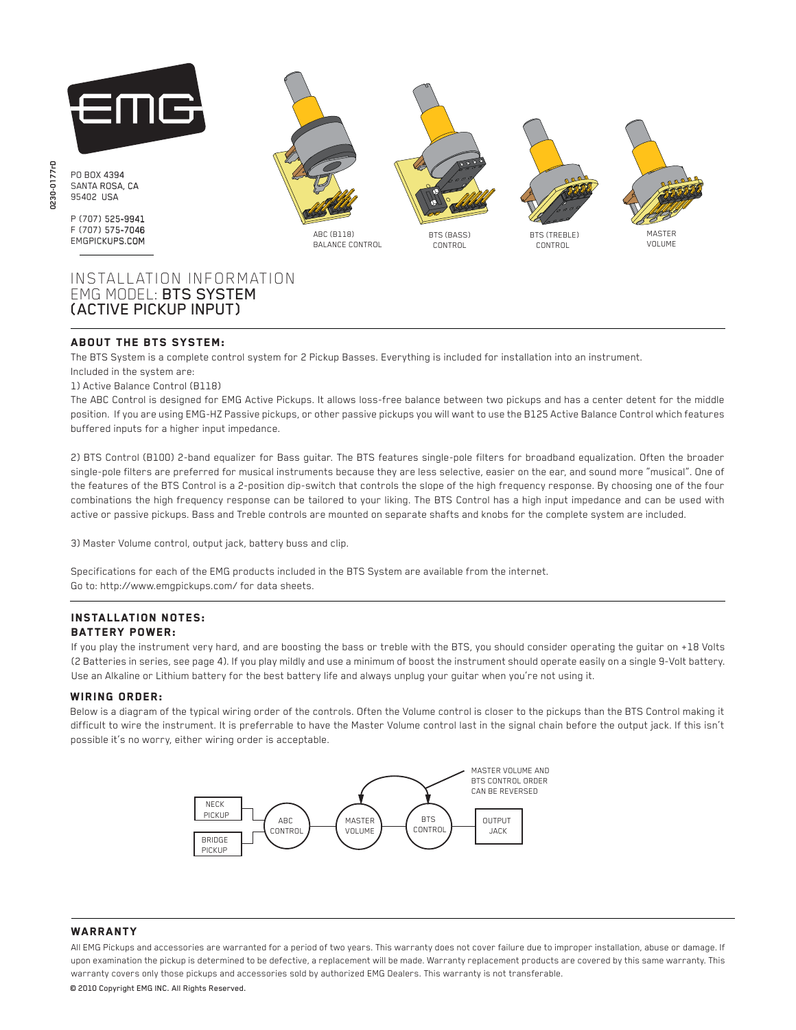0230-0177rD

PO BOX 4394
SANTA ROSA, CA
95402 USA

P (707) 525-9941
F (707) 575-7046
EMGPICKUPS.COM

ABC (B118) BALANCE CONTROL

BTS (BASS) CONTROL

BTS (TREBLE) CONTROL

MASTER VOLUME

# INSTALLATION INFORMATION
# EMG MODEL: BTS SYSTEM (ACTIVE PICKUP INPUT)

## ABOUT THE BTS SYSTEM:

The BTS System is a complete control system for 2 Pickup Basses. Everything is included for installation into an instrument.
Included in the system are:

1) Active Balance Control (B118)
The ABC Control is designed for EMG Active Pickups. It allows loss-free balance between two pickups and has a center detent for the middle position. If you are using EMG-HZ Passive pickups, or other passive pickups you will want to use the B125 Active Balance Control which features buffered inputs for a higher input impedance.

2) BTS Control (B100) 2-band equalizer for Bass guitar. The BTS features single-pole filters for broadband equalization. Often the broader single-pole filters are preferred for musical instruments because they are less selective, easier on the ear, and sound more "musical". One of the features of the BTS Control is a 2-position dip-switch that controls the slope of the high frequency response. By choosing one of the four combinations the high frequency response can be tailored to your liking. The BTS Control has a high input impedance and can be used with active or passive pickups. Bass and Treble controls are mounted on separate shafts and knobs for the complete system are included.

3) Master Volume control, output jack, battery buss and clip.

Specifications for each of the EMG products included in the BTS System are available from the internet.
Go to: http://www.emgpickups.com/ for data sheets.

## INSTALLATION NOTES:

### BATTERY POWER:

If you play the instrument very hard, and are boosting the bass or treble with the BTS, you should consider operating the guitar on +18 Volts (2 Batteries in series, see page 4). If you play mildly and use a minimum of boost the instrument should operate easily on a single 9-Volt battery. Use an Alkaline or Lithium battery for the best battery life and always unplug your guitar when you're not using it.

### WIRING ORDER:

Below is a diagram of the typical wiring order of the controls. Often the Volume control is closer to the pickups than the BTS Control making it difficult to wire the instrument. It is preferrable to have the Master Volume control last in the signal chain before the output jack. If this isn't possible it's no worry, either wiring order is acceptable.

MASTER VOLUME AND BTS CONTROL ORDER CAN BE REVERSED

NECK PICKUP | BRIDGE PICKUP → ABC CONTROL → MASTER VOLUME → BTS CONTROL → OUTPUT JACK

## WARRANTY

All EMG Pickups and accessories are warranted for a period of two years. This warranty does not cover failure due to improper installation, abuse or damage. If upon examination the pickup is determined to be defective, a replacement will be made. Warranty replacement products are covered by this same warranty. This warranty covers only those pickups and accessories sold by authorized EMG Dealers. This warranty is not transferable.

© 2010 Copyright EMG INC. All Rights Reserved.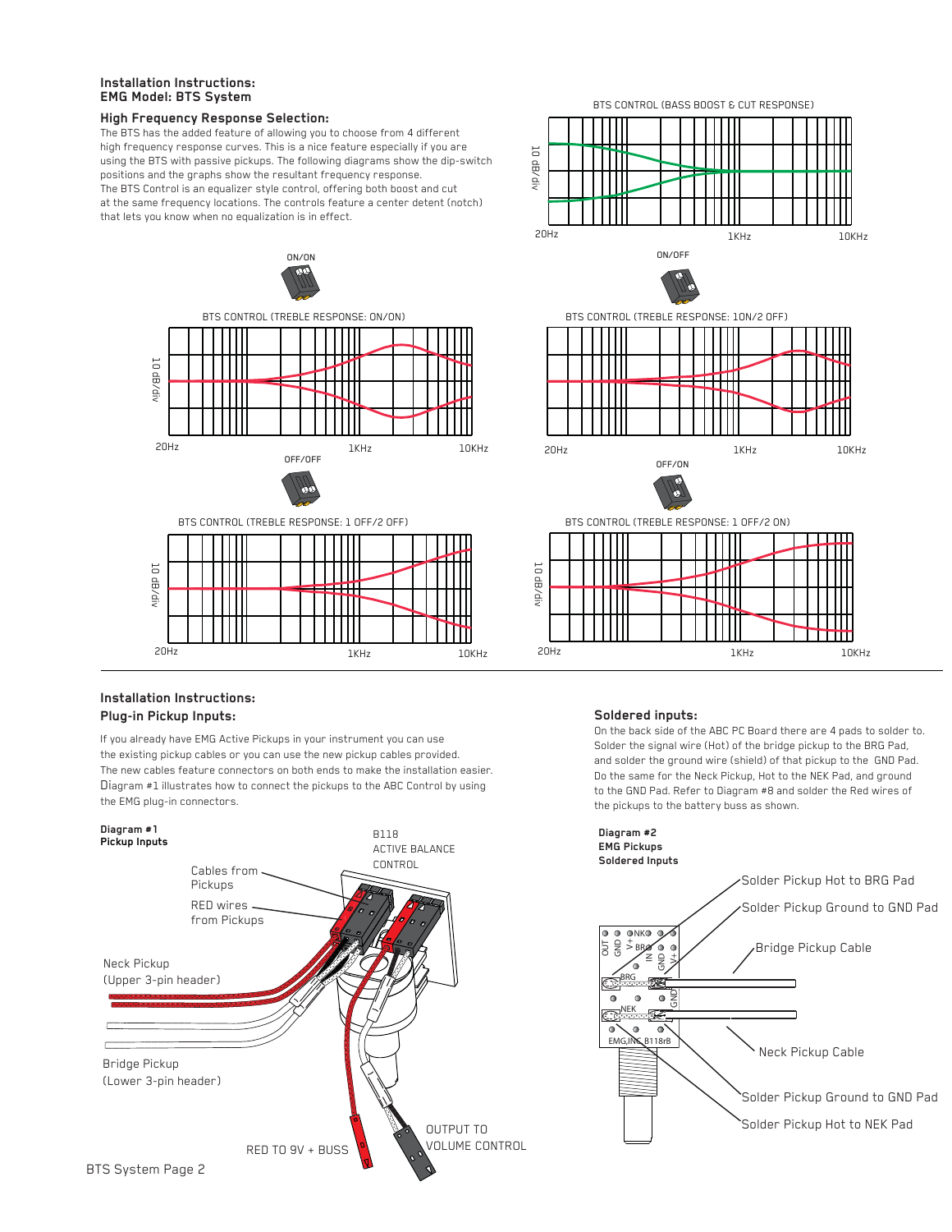## Installation Instructions:
## EMG Model: BTS System

### High Frequency Response Selection:

The BTS has the added feature of allowing you to choose from 4 different high frequency response curves. This is a nice feature especially if you are using the BTS with passive pickups. The following diagrams show the dip-switch positions and the graphs show the resultant frequency response.
The BTS Control is an equalizer style control, offering both boost and cut at the same frequency locations. The controls feature a center detent (notch) that lets you know when no equalization is in effect.

BTS CONTROL (BASS BOOST & CUT RESPONSE)

ON/ON

BTS CONTROL (TREBLE RESPONSE: ON/ON)

ON/OFF

BTS CONTROL (TREBLE RESPONSE: 1ON/2 OFF)

OFF/OFF

BTS CONTROL (TREBLE RESPONSE: 1 OFF/2 OFF)

OFF/ON

BTS CONTROL (TREBLE RESPONSE: 1 OFF/2 ON)

## Installation Instructions:
### Plug-in Pickup Inputs:

If you already have EMG Active Pickups in your instrument you can use the existing pickup cables or you can use the new pickup cables provided. The new cables feature connectors on both ends to make the installation easier. Diagram #1 illustrates how to connect the pickups to the ABC Control by using the EMG plug-in connectors.

**Diagram #1**
**Pickup Inputs**

B118 ACTIVE BALANCE CONTROL

Cables from Pickups

RED wires from Pickups

Neck Pickup (Upper 3-pin header)

Bridge Pickup (Lower 3-pin header)

RED TO 9V + BUSS

OUTPUT TO VOLUME CONTROL

### Soldered inputs:

On the back side of the ABC PC Board there are 4 pads to solder to. Solder the signal wire (Hot) of the bridge pickup to the BRG Pad, and solder the ground wire (shield) of that pickup to the GND Pad. Do the same for the Neck Pickup, Hot to the NEK Pad, and ground to the GND Pad. Refer to Diagram #8 and solder the Red wires of the pickups to the battery buss as shown.

**Diagram #2**
**EMG Pickups**
**Soldered Inputs**

Solder Pickup Hot to BRG Pad

Solder Pickup Ground to GND Pad

Bridge Pickup Cable

Neck Pickup Cable

Solder Pickup Ground to GND Pad

Solder Pickup Hot to NEK Pad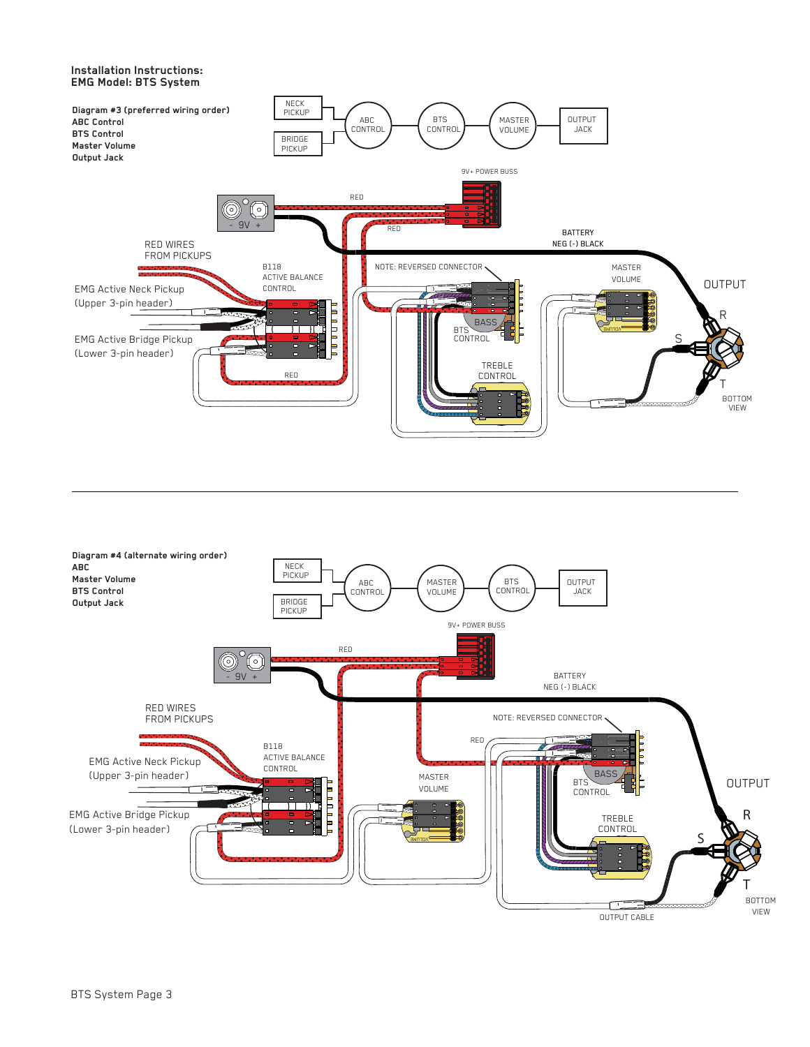**Installation Instructions:**
**EMG Model: BTS System**

**Diagram #3 (preferred wiring order)**
**ABC Control**
**BTS Control**
**Master Volume**
**Output Jack**

NECK PICKUP
BRIDGE PICKUP
ABC CONTROL
BTS CONTROL
MASTER VOLUME
OUTPUT JACK

9V+ POWER BUSS
RED
- 9V +
RED
BATTERY NEG (-) BLACK
RED WIRES FROM PICKUPS
B118 ACTIVE BALANCE CONTROL
NOTE: REVERSED CONNECTOR
MASTER VOLUME
OUTPUT
EMG Active Neck Pickup (Upper 3-pin header)
BASS
BTS CONTROL
R
S
EMG Active Bridge Pickup (Lower 3-pin header)
TREBLE CONTROL
RED
T
BOTTOM VIEW

---

**Diagram #4 (alternate wiring order)**
**ABC**
**Master Volume**
**BTS Control**
**Output Jack**

NECK PICKUP
BRIDGE PICKUP
ABC CONTROL
MASTER VOLUME
BTS CONTROL
OUTPUT JACK

9V+ POWER BUSS
RED
- 9V +
BATTERY NEG (-) BLACK
RED WIRES FROM PICKUPS
NOTE: REVERSED CONNECTOR
B118 ACTIVE BALANCE CONTROL
RED
EMG Active Neck Pickup (Upper 3-pin header)
MASTER VOLUME
BASS
BTS CONTROL
OUTPUT
EMG Active Bridge Pickup (Lower 3-pin header)
TREBLE CONTROL
R
S
T
BOTTOM VIEW
OUTPUT CABLE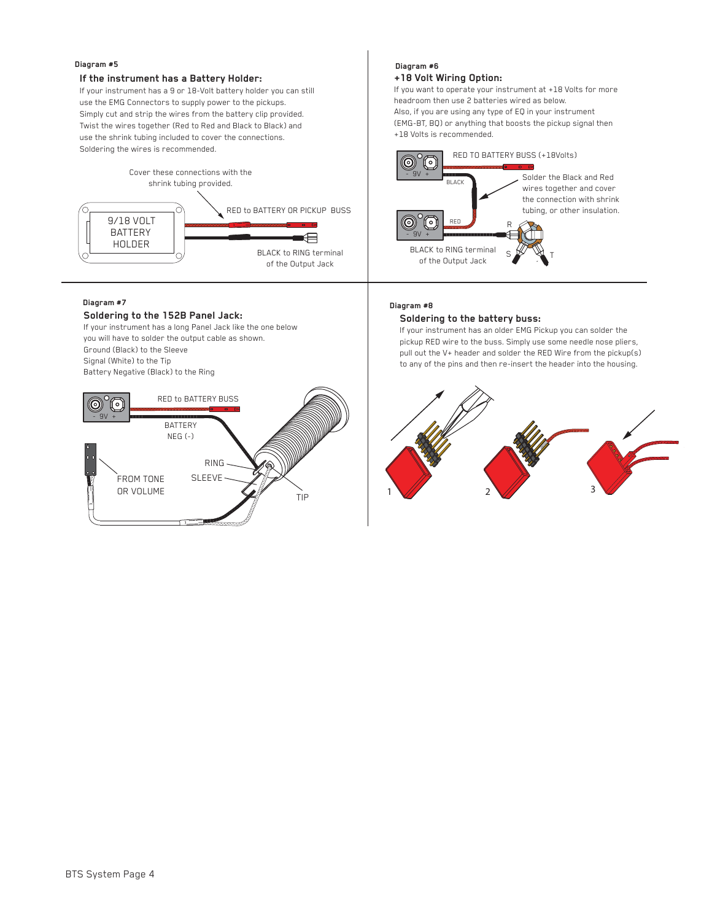**Diagram #5**

### If the instrument has a Battery Holder:

If your instrument has a 9 or 18-Volt battery holder you can still use the EMG Connectors to supply power to the pickups. Simply cut and strip the wires from the battery clip provided. Twist the wires together (Red to Red and Black to Black) and use the shrink tubing included to cover the connections. Soldering the wires is recommended.

Cover these connections with the shrink tubing provided.

9/18 VOLT BATTERY HOLDER

RED to BATTERY OR PICKUP BUSS

BLACK to RING terminal of the Output Jack

**Diagram #6**

### +18 Volt Wiring Option:

If you want to operate your instrument at +18 Volts for more headroom then use 2 batteries wired as below.
Also, if you are using any type of EQ in your instrument (EMG-BT, BQ) or anything that boosts the pickup signal then +18 Volts is recommended.

RED TO BATTERY BUSS (+18Volts)

BLACK

RED

Solder the Black and Red wires together and cover the connection with shrink tubing, or other insulation.

BLACK to RING terminal of the Output Jack

R

S

T

**Diagram #7**

### Soldering to the 152B Panel Jack:

If your instrument has a long Panel Jack like the one below you will have to solder the output cable as shown.
Ground (Black) to the Sleeve
Signal (White) to the Tip
Battery Negative (Black) to the Ring

RED to BATTERY BUSS

BATTERY NEG (-)

RING

SLEEVE

TIP

FROM TONE OR VOLUME

**Diagram #8**

### Soldering to the battery buss:

If your instrument has an older EMG Pickup you can solder the pickup RED wire to the buss. Simply use some needle nose pliers, pull out the V+ header and solder the RED Wire from the pickup(s) to any of the pins and then re-insert the header into the housing.

1

2

3